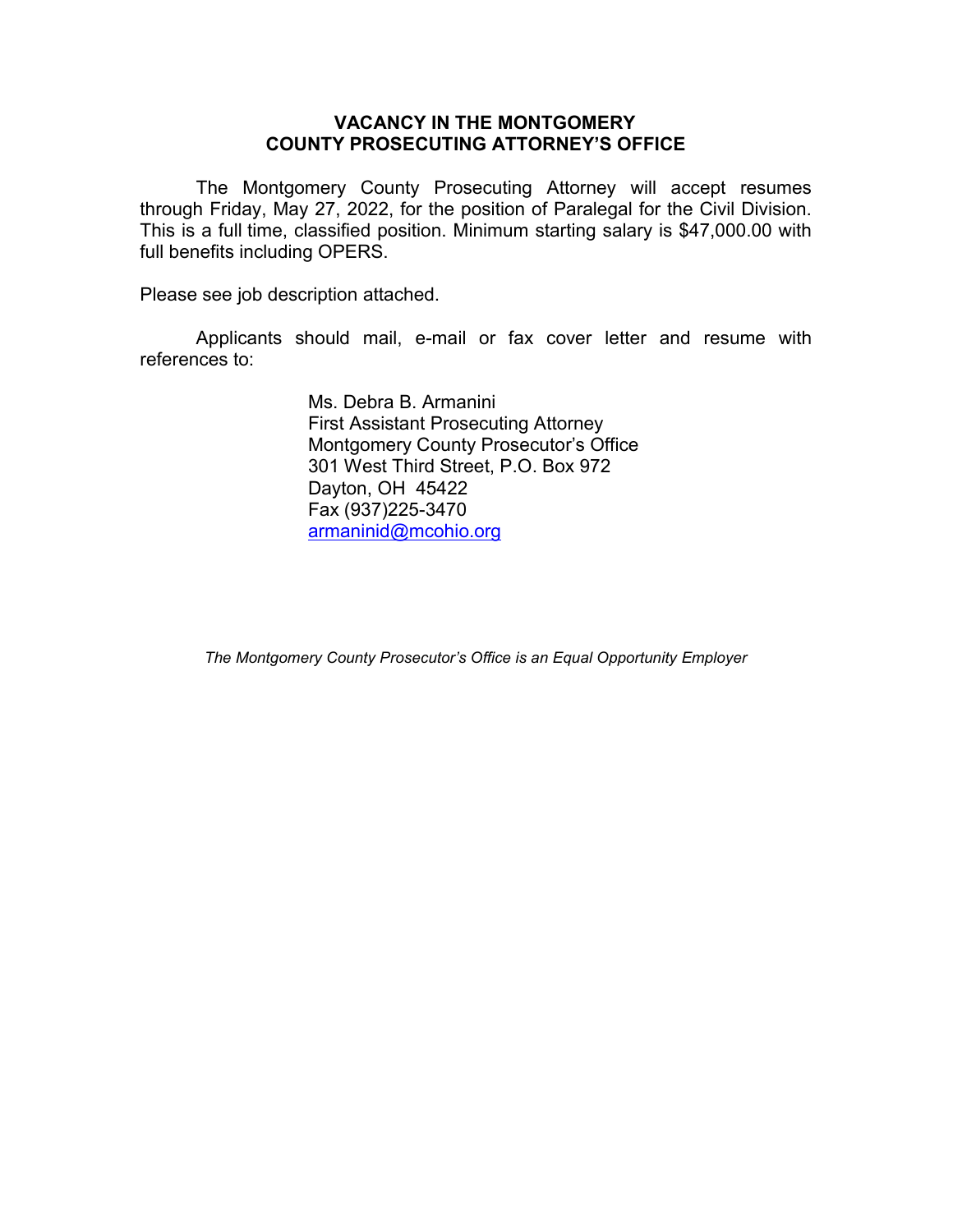# VACANCY IN THE MONTGOMERY COUNTY PROSECUTING ATTORNEY'S OFFICE

The Montgomery County Prosecuting Attorney will accept resumes through Friday, May 27, 2022, for the position of Paralegal for the Civil Division. This is a full time, classified position. Minimum starting salary is $47,000.00 with full benefits including OPERS.

Please see job description attached.

Applicants should mail, e-mail or fax cover letter and resume with references to:

Ms. Debra B. Armanini
First Assistant Prosecuting Attorney
Montgomery County Prosecutor's Office
301 West Third Street, P.O. Box 972
Dayton, OH 45422
Fax (937)225-3470
armaninid@mcohio.org

*The Montgomery County Prosecutor's Office is an Equal Opportunity Employer*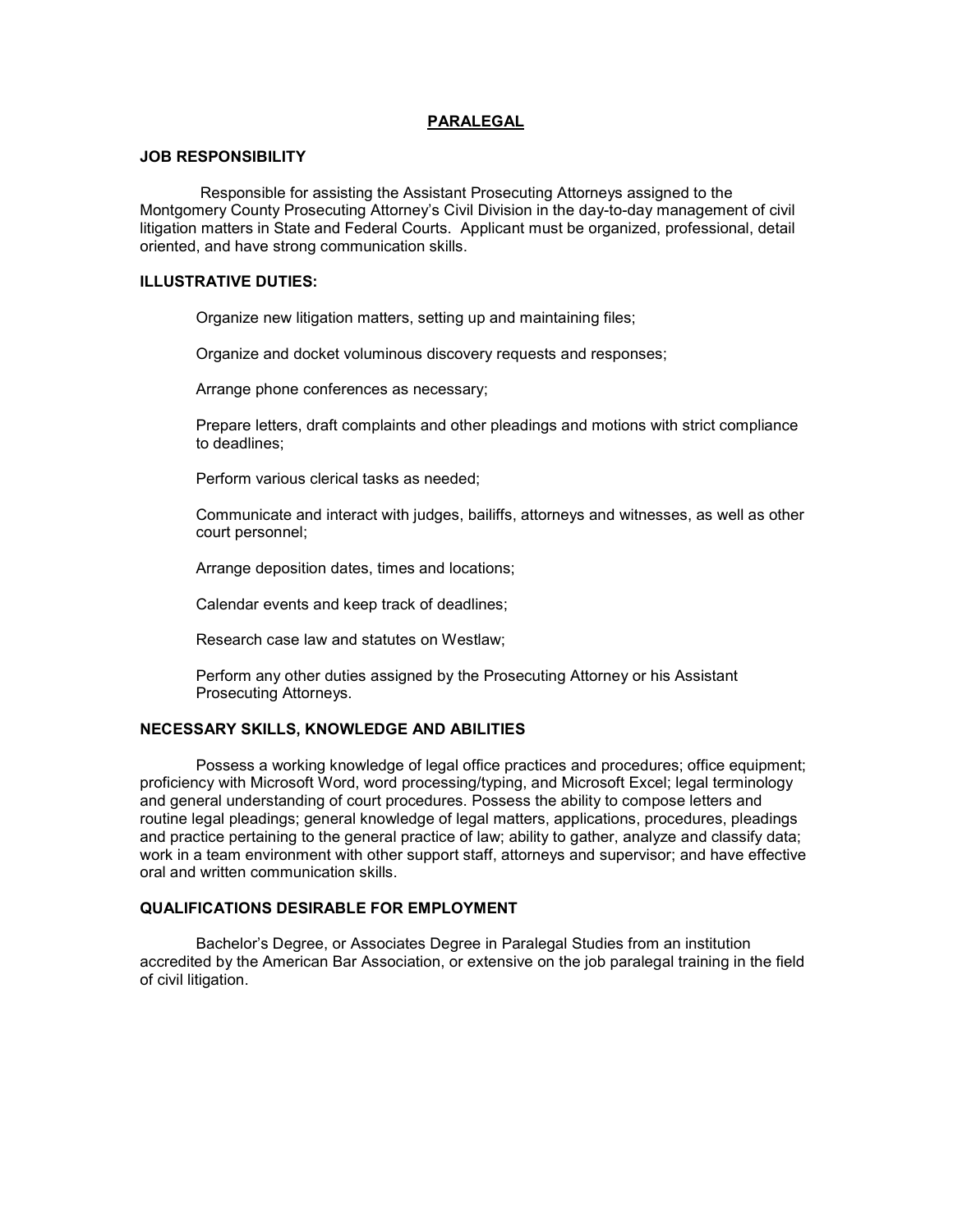# PARALEGAL

## JOB RESPONSIBILITY

Responsible for assisting the Assistant Prosecuting Attorneys assigned to the Montgomery County Prosecuting Attorney's Civil Division in the day-to-day management of civil litigation matters in State and Federal Courts. Applicant must be organized, professional, detail oriented, and have strong communication skills.

## ILLUSTRATIVE DUTIES:

Organize new litigation matters, setting up and maintaining files;

Organize and docket voluminous discovery requests and responses;

Arrange phone conferences as necessary;

Prepare letters, draft complaints and other pleadings and motions with strict compliance to deadlines;

Perform various clerical tasks as needed;

Communicate and interact with judges, bailiffs, attorneys and witnesses, as well as other court personnel;

Arrange deposition dates, times and locations;

Calendar events and keep track of deadlines;

Research case law and statutes on Westlaw;

Perform any other duties assigned by the Prosecuting Attorney or his Assistant Prosecuting Attorneys.

## NECESSARY SKILLS, KNOWLEDGE AND ABILITIES

Possess a working knowledge of legal office practices and procedures; office equipment; proficiency with Microsoft Word, word processing/typing, and Microsoft Excel; legal terminology and general understanding of court procedures. Possess the ability to compose letters and routine legal pleadings; general knowledge of legal matters, applications, procedures, pleadings and practice pertaining to the general practice of law; ability to gather, analyze and classify data; work in a team environment with other support staff, attorneys and supervisor; and have effective oral and written communication skills.

## QUALIFICATIONS DESIRABLE FOR EMPLOYMENT

Bachelor's Degree, or Associates Degree in Paralegal Studies from an institution accredited by the American Bar Association, or extensive on the job paralegal training in the field of civil litigation.